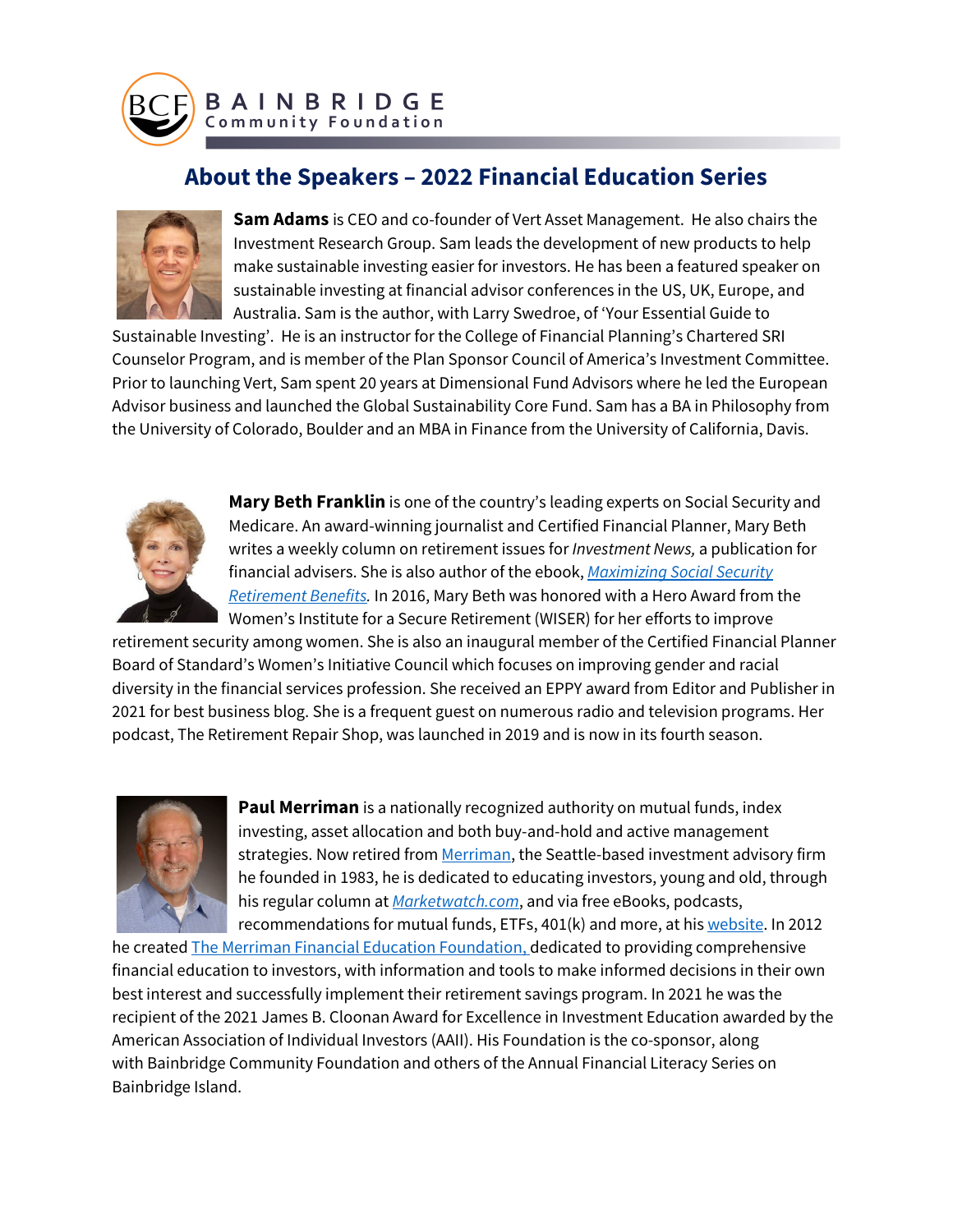**BAINBRIDGE**
**Community Foundation**

# About the Speakers – 2022 Financial Education Series

**Sam Adams** is CEO and co-founder of Vert Asset Management. He also chairs the Investment Research Group. Sam leads the development of new products to help make sustainable investing easier for investors. He has been a featured speaker on sustainable investing at financial advisor conferences in the US, UK, Europe, and Australia. Sam is the author, with Larry Swedroe, of 'Your Essential Guide to Sustainable Investing'. He is an instructor for the College of Financial Planning's Chartered SRI Counselor Program, and is member of the Plan Sponsor Council of America's Investment Committee. Prior to launching Vert, Sam spent 20 years at Dimensional Fund Advisors where he led the European Advisor business and launched the Global Sustainability Core Fund. Sam has a BA in Philosophy from the University of Colorado, Boulder and an MBA in Finance from the University of California, Davis.

**Mary Beth Franklin** is one of the country's leading experts on Social Security and Medicare. An award-winning journalist and Certified Financial Planner, Mary Beth writes a weekly column on retirement issues for *Investment News,* a publication for financial advisers. She is also author of the ebook, *Maximizing Social Security Retirement Benefits.* In 2016, Mary Beth was honored with a Hero Award from the Women's Institute for a Secure Retirement (WISER) for her efforts to improve retirement security among women. She is also an inaugural member of the Certified Financial Planner Board of Standard's Women's Initiative Council which focuses on improving gender and racial diversity in the financial services profession. She received an EPPY award from Editor and Publisher in 2021 for best business blog. She is a frequent guest on numerous radio and television programs. Her podcast, The Retirement Repair Shop, was launched in 2019 and is now in its fourth season.

**Paul Merriman** is a nationally recognized authority on mutual funds, index investing, asset allocation and both buy-and-hold and active management strategies. Now retired from Merriman, the Seattle-based investment advisory firm he founded in 1983, he is dedicated to educating investors, young and old, through his regular column at *Marketwatch.com*, and via free eBooks, podcasts, recommendations for mutual funds, ETFs, 401(k) and more, at his website. In 2012 he created The Merriman Financial Education Foundation, dedicated to providing comprehensive financial education to investors, with information and tools to make informed decisions in their own best interest and successfully implement their retirement savings program. In 2021 he was the recipient of the 2021 James B. Cloonan Award for Excellence in Investment Education awarded by the American Association of Individual Investors (AAII). His Foundation is the co-sponsor, along with Bainbridge Community Foundation and others of the Annual Financial Literacy Series on Bainbridge Island.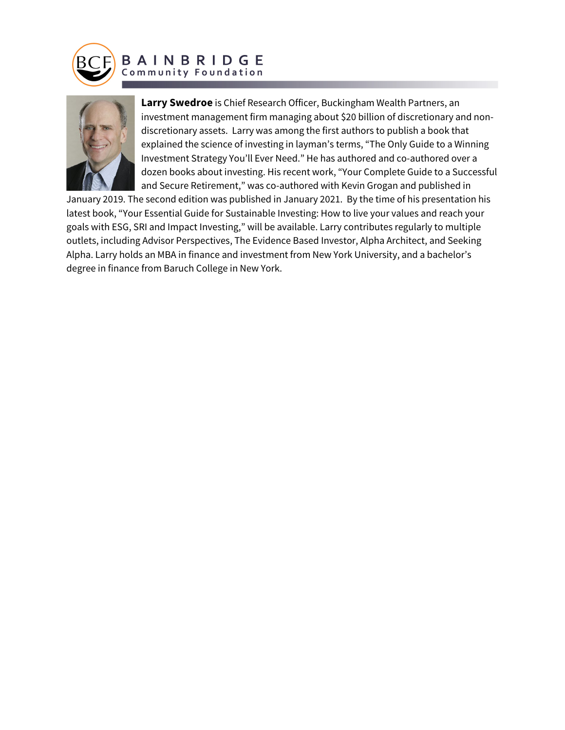**Larry Swedroe** is Chief Research Officer, Buckingham Wealth Partners, an investment management firm managing about $20 billion of discretionary and non-discretionary assets. Larry was among the first authors to publish a book that explained the science of investing in layman's terms, "The Only Guide to a Winning Investment Strategy You'll Ever Need." He has authored and co-authored over a dozen books about investing. His recent work, "Your Complete Guide to a Successful and Secure Retirement," was co-authored with Kevin Grogan and published in January 2019. The second edition was published in January 2021. By the time of his presentation his latest book, "Your Essential Guide for Sustainable Investing: How to live your values and reach your goals with ESG, SRI and Impact Investing," will be available. Larry contributes regularly to multiple outlets, including Advisor Perspectives, The Evidence Based Investor, Alpha Architect, and Seeking Alpha. Larry holds an MBA in finance and investment from New York University, and a bachelor's degree in finance from Baruch College in New York.